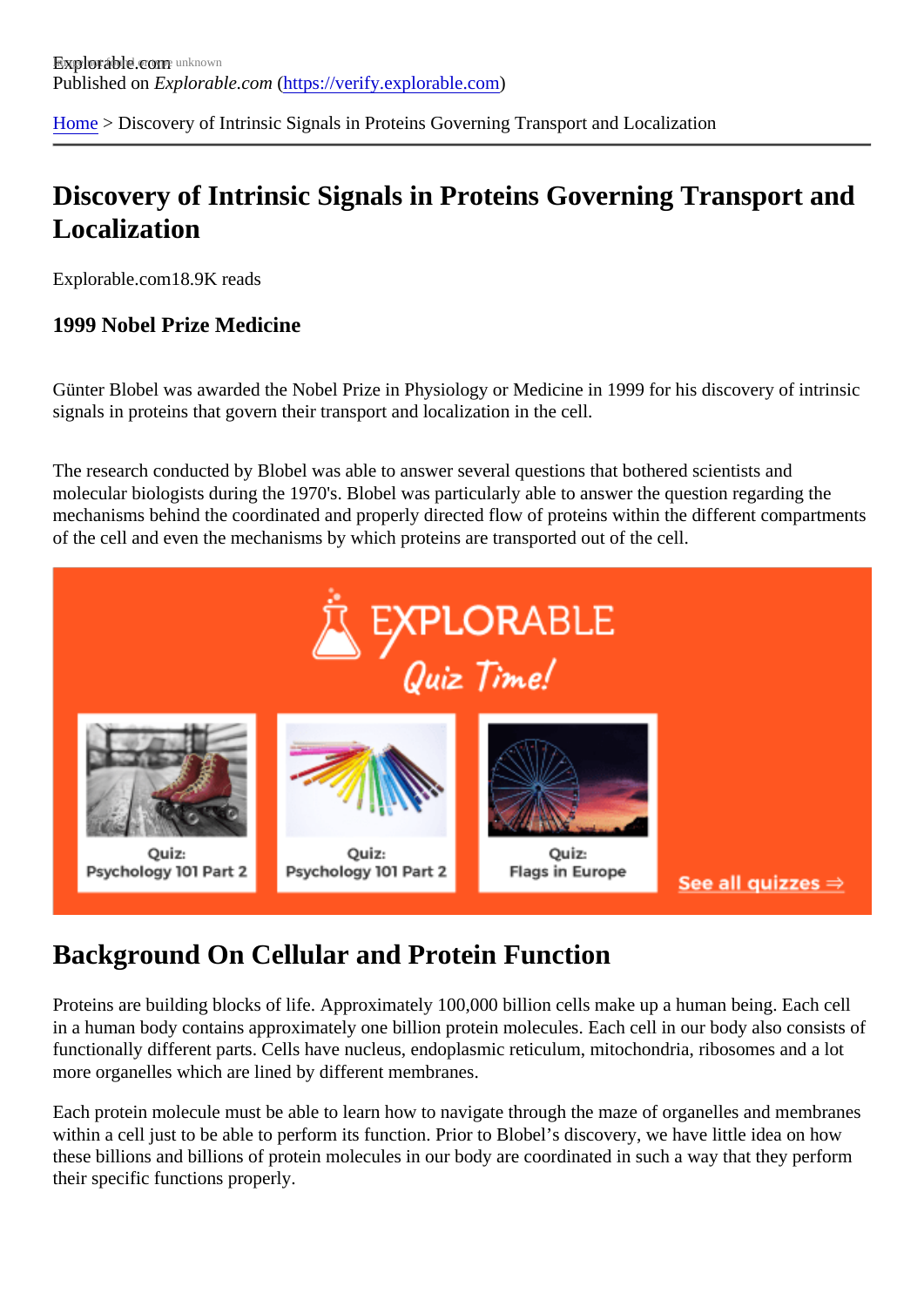Explorable.com
Published on *Explorable.com* (https://verify.explorable.com)

Home > Discovery of Intrinsic Signals in Proteins Governing Transport and Localization

# Discovery of Intrinsic Signals in Proteins Governing Transport and Localization

Explorable.com18.9K reads

### 1999 Nobel Prize Medicine

Günter Blobel was awarded the Nobel Prize in Physiology or Medicine in 1999 for his discovery of intrinsic signals in proteins that govern their transport and localization in the cell.

The research conducted by Blobel was able to answer several questions that bothered scientists and molecular biologists during the 1970's. Blobel was particularly able to answer the question regarding the mechanisms behind the coordinated and properly directed flow of proteins within the different compartments of the cell and even the mechanisms by which proteins are transported out of the cell.

## Background On Cellular and Protein Function

Proteins are building blocks of life. Approximately 100,000 billion cells make up a human being. Each cell in a human body contains approximately one billion protein molecules. Each cell in our body also consists of functionally different parts. Cells have nucleus, endoplasmic reticulum, mitochondria, ribosomes and a lot more organelles which are lined by different membranes.

Each protein molecule must be able to learn how to navigate through the maze of organelles and membranes within a cell just to be able to perform its function. Prior to Blobel's discovery, we have little idea on how these billions and billions of protein molecules in our body are coordinated in such a way that they perform their specific functions properly.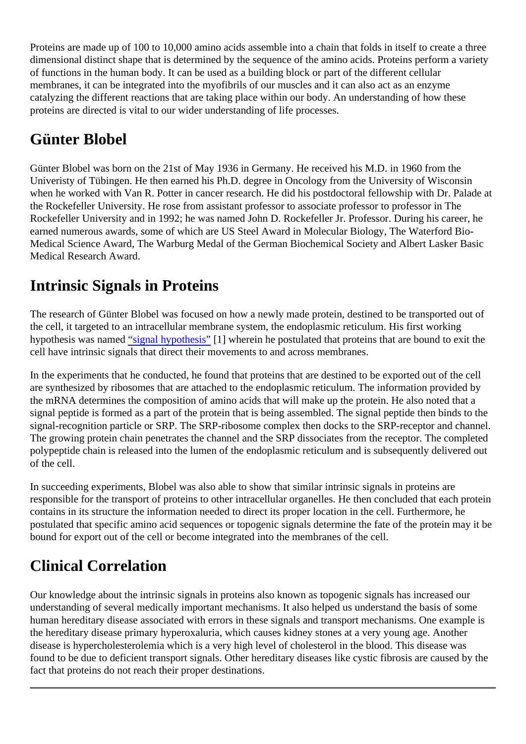Proteins are made up of 100 to 10,000 amino acids assemble into a chain that folds in itself to create a three dimensional distinct shape that is determined by the sequence of the amino acids. Proteins perform a variety of functions in the human body. It can be used as a building block or part of the different cellular membranes, it can be integrated into the myofibrils of our muscles and it can also act as an enzyme catalyzing the different reactions that are taking place within our body. An understanding of how these proteins are directed is vital to our wider understanding of life processes.

## Günter Blobel

Günter Blobel was born on the 21st of May 1936 in Germany. He received his M.D. in 1960 from the Univeristy of Tübingen. He then earned his Ph.D. degree in Oncology from the University of Wisconsin when he worked with Van R. Potter in cancer research. He did his postdoctoral fellowship with Dr. Palade at the Rockefeller University. He rose from assistant professor to associate professor to professor in The Rockefeller University and in 1992; he was named John D. Rockefeller Jr. Professor. During his career, he earned numerous awards, some of which are US Steel Award in Molecular Biology, The Waterford Bio-Medical Science Award, The Warburg Medal of the German Biochemical Society and Albert Lasker Basic Medical Research Award.

## Intrinsic Signals in Proteins

The research of Günter Blobel was focused on how a newly made protein, destined to be transported out of the cell, it targeted to an intracellular membrane system, the endoplasmic reticulum. His first working hypothesis was named "signal hypothesis" [1] wherein he postulated that proteins that are bound to exit the cell have intrinsic signals that direct their movements to and across membranes.

In the experiments that he conducted, he found that proteins that are destined to be exported out of the cell are synthesized by ribosomes that are attached to the endoplasmic reticulum. The information provided by the mRNA determines the composition of amino acids that will make up the protein. He also noted that a signal peptide is formed as a part of the protein that is being assembled. The signal peptide then binds to the signal-recognition particle or SRP. The SRP-ribosome complex then docks to the SRP-receptor and channel. The growing protein chain penetrates the channel and the SRP dissociates from the receptor. The completed polypeptide chain is released into the lumen of the endoplasmic reticulum and is subsequently delivered out of the cell.

In succeeding experiments, Blobel was also able to show that similar intrinsic signals in proteins are responsible for the transport of proteins to other intracellular organelles. He then concluded that each protein contains in its structure the information needed to direct its proper location in the cell. Furthermore, he postulated that specific amino acid sequences or topogenic signals determine the fate of the protein may it be bound for export out of the cell or become integrated into the membranes of the cell.

## Clinical Correlation

Our knowledge about the intrinsic signals in proteins also known as topogenic signals has increased our understanding of several medically important mechanisms. It also helped us understand the basis of some human hereditary disease associated with errors in these signals and transport mechanisms. One example is the hereditary disease primary hyperoxaluria, which causes kidney stones at a very young age. Another disease is hypercholesterolemia which is a very high level of cholesterol in the blood. This disease was found to be due to deficient transport signals. Other hereditary diseases like cystic fibrosis are caused by the fact that proteins do not reach their proper destinations.

---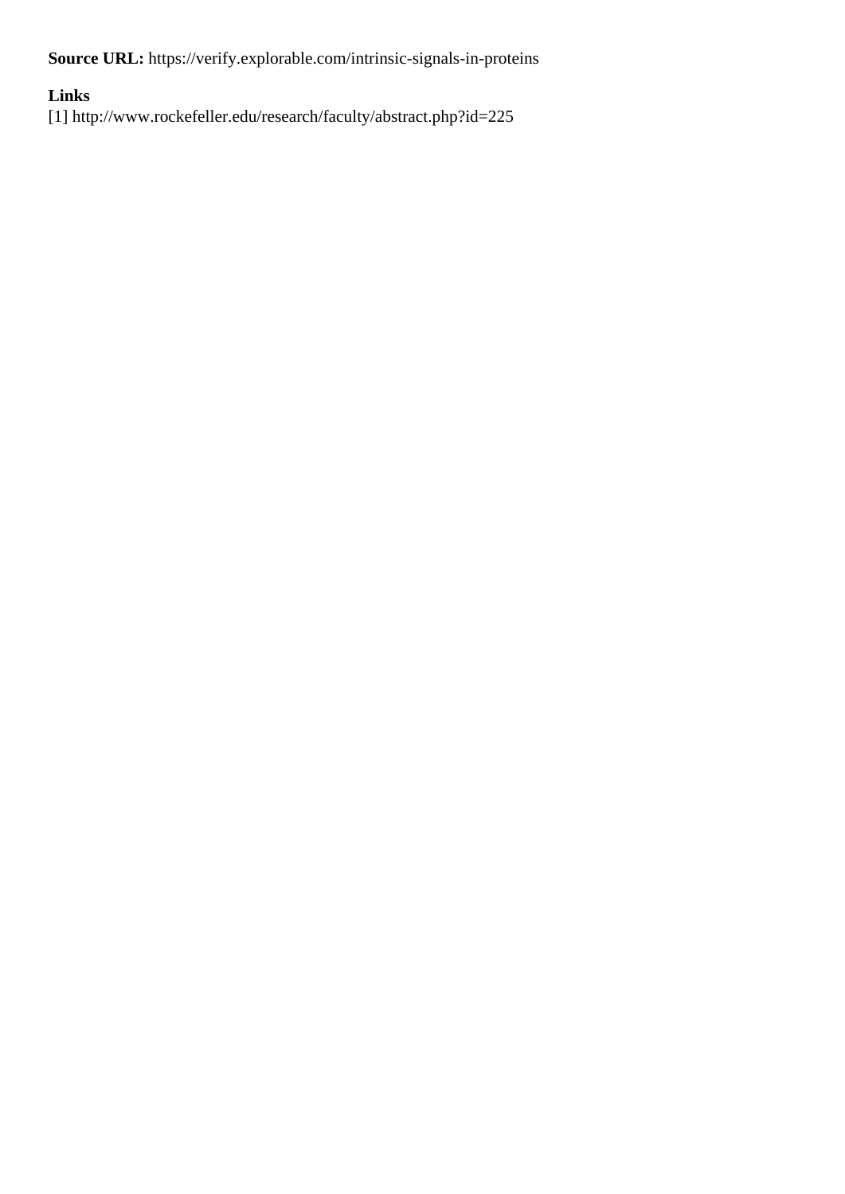**Source URL:** https://verify.explorable.com/intrinsic-signals-in-proteins

**Links**

[1] http://www.rockefeller.edu/research/faculty/abstract.php?id=225